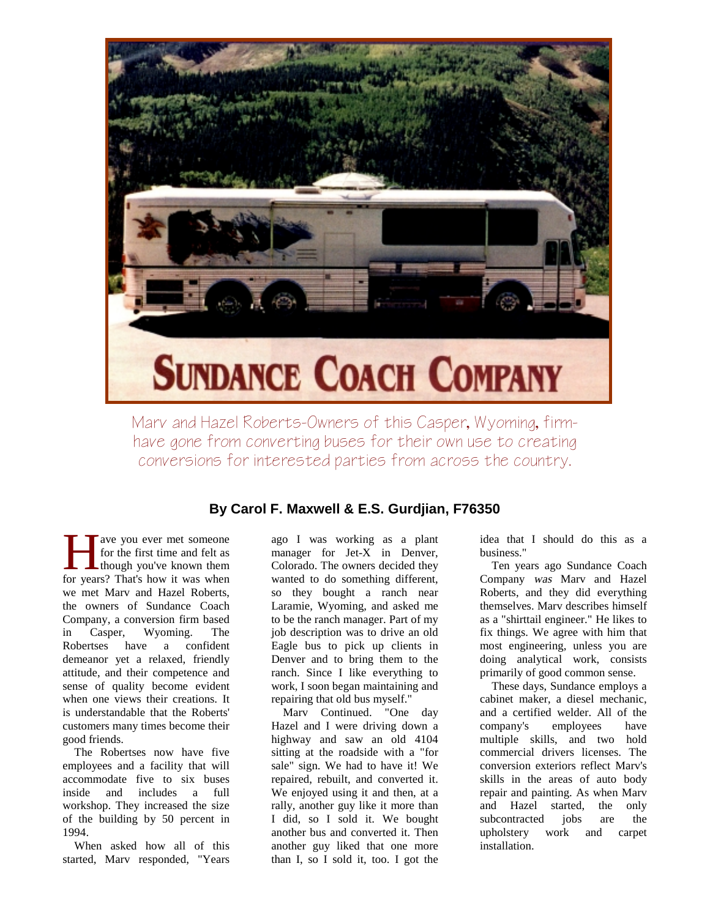# SUNDANCE COACH COMPANY

Marv and Hazel Roberts-Owners of this Casper, Wyoming, firm-have gone from converting buses for their own use to creating conversions for interested parties from across the country.

**By Carol F. Maxwell & E.S. Gurdjian, F76350**

Have you ever met someone for the first time and felt as though you've known them for years? That's how it was when we met Marv and Hazel Roberts, the owners of Sundance Coach Company, a conversion firm based in Casper, Wyoming. The Robertses have a confident demeanor yet a relaxed, friendly attitude, and their competence and sense of quality become evident when one views their creations. It is understandable that the Roberts' customers many times become their good friends.

The Robertses now have five employees and a facility that will accommodate five to six buses inside and includes a full workshop. They increased the size of the building by 50 percent in 1994.

When asked how all of this started, Marv responded, "Years ago I was working as a plant manager for Jet-X in Denver, Colorado. The owners decided they wanted to do something different, so they bought a ranch near Laramie, Wyoming, and asked me to be the ranch manager. Part of my job description was to drive an old Eagle bus to pick up clients in Denver and to bring them to the ranch. Since I like everything to work, I soon began maintaining and repairing that old bus myself."

Marv Continued. "One day Hazel and I were driving down a highway and saw an old 4104 sitting at the roadside with a "for sale" sign. We had to have it! We repaired, rebuilt, and converted it. We enjoyed using it and then, at a rally, another guy like it more than I did, so I sold it. We bought another bus and converted it. Then another guy liked that one more than I, so I sold it, too. I got the idea that I should do this as a business."

Ten years ago Sundance Coach Company *was* Marv and Hazel Roberts, and they did everything themselves. Marv describes himself as a "shirttail engineer." He likes to fix things. We agree with him that most engineering, unless you are doing analytical work, consists primarily of good common sense.

These days, Sundance employs a cabinet maker, a diesel mechanic, and a certified welder. All of the company's employees have multiple skills, and two hold commercial drivers licenses. The conversion exteriors reflect Marv's skills in the areas of auto body repair and painting. As when Marv and Hazel started, the only subcontracted jobs are the upholstery work and carpet installation.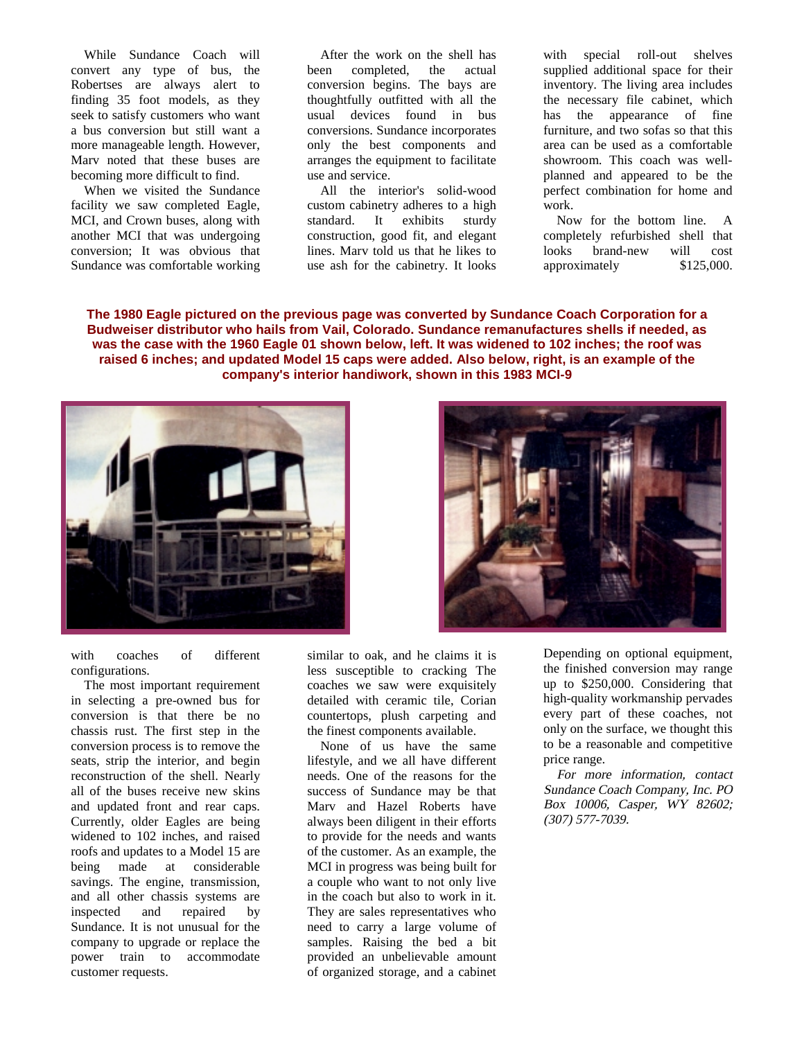While Sundance Coach will convert any type of bus, the Robertses are always alert to finding 35 foot models, as they seek to satisfy customers who want a bus conversion but still want a more manageable length. However, Marv noted that these buses are becoming more difficult to find.

When we visited the Sundance facility we saw completed Eagle, MCI, and Crown buses, along with another MCI that was undergoing conversion; It was obvious that Sundance was comfortable working with coaches of different configurations.

The most important requirement in selecting a pre-owned bus for conversion is that there be no chassis rust. The first step in the conversion process is to remove the seats, strip the interior, and begin reconstruction of the shell. Nearly all of the buses receive new skins and updated front and rear caps. Currently, older Eagles are being widened to 102 inches, and raised roofs and updates to a Model 15 are being made at considerable savings. The engine, transmission, and all other chassis systems are inspected and repaired by Sundance. It is not unusual for the company to upgrade or replace the power train to accommodate customer requests.

After the work on the shell has been completed, the actual conversion begins. The bays are thoughtfully outfitted with all the usual devices found in bus conversions. Sundance incorporates only the best components and arranges the equipment to facilitate use and service.

All the interior's solid-wood custom cabinetry adheres to a high standard. It exhibits sturdy construction, good fit, and elegant lines. Marv told us that he likes to use ash for the cabinetry. It looks similar to oak, and he claims it is less susceptible to cracking The coaches we saw were exquisitely detailed with ceramic tile, Corian countertops, plush carpeting and the finest components available.

None of us have the same lifestyle, and we all have different needs. One of the reasons for the success of Sundance may be that Marv and Hazel Roberts have always been diligent in their efforts to provide for the needs and wants of the customer. As an example, the MCI in progress was being built for a couple who want to not only live in the coach but also to work in it. They are sales representatives who need to carry a large volume of samples. Raising the bed a bit provided an unbelievable amount of organized storage, and a cabinet with special roll-out shelves supplied additional space for their inventory. The living area includes the necessary file cabinet, which has the appearance of fine furniture, and two sofas so that this area can be used as a comfortable showroom. This coach was well-planned and appeared to be the perfect combination for home and work.

Now for the bottom line. A completely refurbished shell that looks brand-new will cost approximately $125,000. Depending on optional equipment, the finished conversion may range up to $250,000. Considering that high-quality workmanship pervades every part of these coaches, not only on the surface, we thought this to be a reasonable and competitive price range.

*For more information, contact Sundance Coach Company, Inc. PO Box 10006, Casper, WY 82602; (307) 577-7039.*

**The 1980 Eagle pictured on the previous page was converted by Sundance Coach Corporation for a Budweiser distributor who hails from Vail, Colorado. Sundance remanufactures shells if needed, as was the case with the 1960 Eagle 01 shown below, left. It was widened to 102 inches; the roof was raised 6 inches; and updated Model 15 caps were added. Also below, right, is an example of the company's interior handiwork, shown in this 1983 MCI-9**